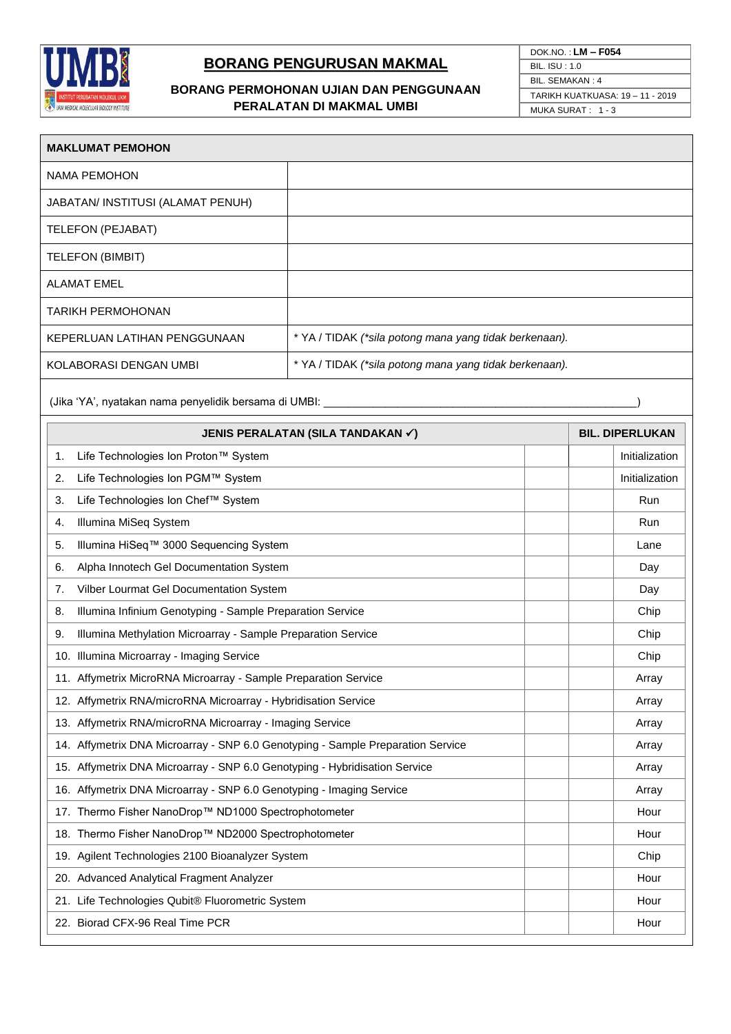# BORANG PENGURUSAN MAKMAL

## BORANG PERMOHONAN UJIAN DAN PENGGUNAAN PERALATAN DI MAKMAL UMBI

| | |
|---|---|
| DOK.NO. : **LM – F054** | |
| BIL. ISU : 1.0 | |
| BIL. SEMAKAN : 4 | |
| TARIKH KUATKUASA: 19 – 11 - 2019 | |

| **MAKLUMAT PEMOHON** | |
|---|---|
| NAMA PEMOHON | |
| JABATAN/ INSTITUSI (ALAMAT PENUH) | |
| TELEFON (PEJABAT) | |
| TELEFON (BIMBIT) | |
| ALAMAT EMEL | |
| TARIKH PERMOHONAN | |
| KEPERLUAN LATIHAN PENGGUNAAN | * YA / TIDAK *(\*sila potong mana yang tidak berkenaan).* |
| KOLABORASI DENGAN UMBI | * YA / TIDAK *(\*sila potong mana yang tidak berkenaan).* |

(Jika 'YA', nyatakan nama penyelidik bersama di UMBI: ____________________________________________)

| **JENIS PERALATAN (SILA TANDAKAN ✓)** | | **BIL. DIPERLUKAN** | |
|---|---|---|---|
| 1. Life Technologies Ion Proton™ System | | | Initialization |
| 2. Life Technologies Ion PGM™ System | | | Initialization |
| 3. Life Technologies Ion Chef™ System | | | Run |
| 4. Illumina MiSeq System | | | Run |
| 5. Illumina HiSeq™ 3000 Sequencing System | | | Lane |
| 6. Alpha Innotech Gel Documentation System | | | Day |
| 7. Vilber Lourmat Gel Documentation System | | | Day |
| 8. Illumina Infinium Genotyping - Sample Preparation Service | | | Chip |
| 9. Illumina Methylation Microarray - Sample Preparation Service | | | Chip |
| 10. Illumina Microarray - Imaging Service | | | Chip |
| 11. Affymetrix MicroRNA Microarray - Sample Preparation Service | | | Array |
| 12. Affymetrix RNA/microRNA Microarray - Hybridisation Service | | | Array |
| 13. Affymetrix RNA/microRNA Microarray - Imaging Service | | | Array |
| 14. Affymetrix DNA Microarray - SNP 6.0 Genotyping - Sample Preparation Service | | | Array |
| 15. Affymetrix DNA Microarray - SNP 6.0 Genotyping - Hybridisation Service | | | Array |
| 16. Affymetrix DNA Microarray - SNP 6.0 Genotyping - Imaging Service | | | Array |
| 17. Thermo Fisher NanoDrop™ ND1000 Spectrophotometer | | | Hour |
| 18. Thermo Fisher NanoDrop™ ND2000 Spectrophotometer | | | Hour |
| 19. Agilent Technologies 2100 Bioanalyzer System | | | Chip |
| 20. Advanced Analytical Fragment Analyzer | | | Hour |
| 21. Life Technologies Qubit® Fluorometric System | | | Hour |
| 22. Biorad CFX-96 Real Time PCR | | | Hour |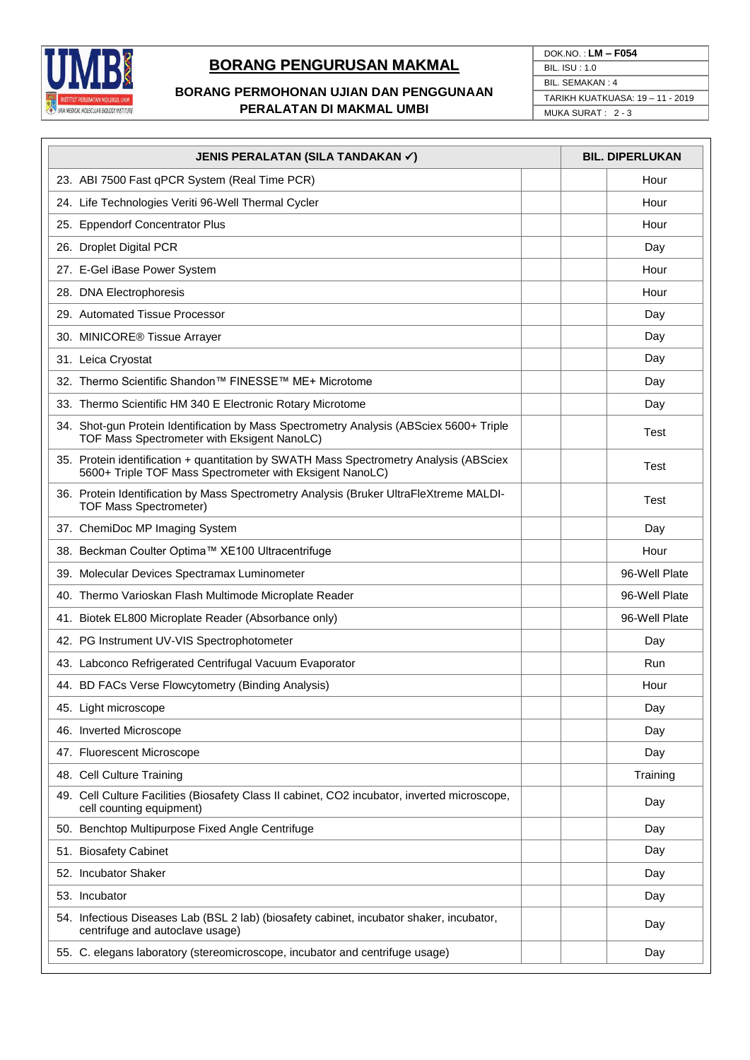# BORANG PENGURUSAN MAKMAL

## BORANG PERMOHONAN UJIAN DAN PENGGUNAAN PERALATAN DI MAKMAL UMBI

| DOK.NO. : **LM – F054** |
|---|
| BIL. ISU : 1.0 |
| BIL. SEMAKAN : 4 |
| TARIKH KUATKUASA: 19 – 11 - 2019 |
| MUKA SURAT : 2 - 3 |

| JENIS PERALATAN (SILA TANDAKAN ✓) | | BIL. DIPERLUKAN | |
|---|---|---|---|
| 23. ABI 7500 Fast qPCR System (Real Time PCR) | | | Hour |
| 24. Life Technologies Veriti 96-Well Thermal Cycler | | | Hour |
| 25. Eppendorf Concentrator Plus | | | Hour |
| 26. Droplet Digital PCR | | | Day |
| 27. E-Gel iBase Power System | | | Hour |
| 28. DNA Electrophoresis | | | Hour |
| 29. Automated Tissue Processor | | | Day |
| 30. MINICORE® Tissue Arrayer | | | Day |
| 31. Leica Cryostat | | | Day |
| 32. Thermo Scientific Shandon™ FINESSE™ ME+ Microtome | | | Day |
| 33. Thermo Scientific HM 340 E Electronic Rotary Microtome | | | Day |
| 34. Shot-gun Protein Identification by Mass Spectrometry Analysis (ABSciex 5600+ Triple TOF Mass Spectrometer with Eksigent NanoLC) | | | Test |
| 35. Protein identification + quantitation by SWATH Mass Spectrometry Analysis (ABSciex 5600+ Triple TOF Mass Spectrometer with Eksigent NanoLC) | | | Test |
| 36. Protein Identification by Mass Spectrometry Analysis (Bruker UltraFleXtreme MALDI-TOF Mass Spectrometer) | | | Test |
| 37. ChemiDoc MP Imaging System | | | Day |
| 38. Beckman Coulter Optima™ XE100 Ultracentrifuge | | | Hour |
| 39. Molecular Devices Spectramax Luminometer | | | 96-Well Plate |
| 40. Thermo Varioskan Flash Multimode Microplate Reader | | | 96-Well Plate |
| 41. Biotek EL800 Microplate Reader (Absorbance only) | | | 96-Well Plate |
| 42. PG Instrument UV-VIS Spectrophotometer | | | Day |
| 43. Labconco Refrigerated Centrifugal Vacuum Evaporator | | | Run |
| 44. BD FACs Verse Flowcytometry (Binding Analysis) | | | Hour |
| 45. Light microscope | | | Day |
| 46. Inverted Microscope | | | Day |
| 47. Fluorescent Microscope | | | Day |
| 48. Cell Culture Training | | | Training |
| 49. Cell Culture Facilities (Biosafety Class II cabinet, CO2 incubator, inverted microscope, cell counting equipment) | | | Day |
| 50. Benchtop Multipurpose Fixed Angle Centrifuge | | | Day |
| 51. Biosafety Cabinet | | | Day |
| 52. Incubator Shaker | | | Day |
| 53. Incubator | | | Day |
| 54. Infectious Diseases Lab (BSL 2 lab) (biosafety cabinet, incubator shaker, incubator, centrifuge and autoclave usage) | | | Day |
| 55. C. elegans laboratory (stereomicroscope, incubator and centrifuge usage) | | | Day |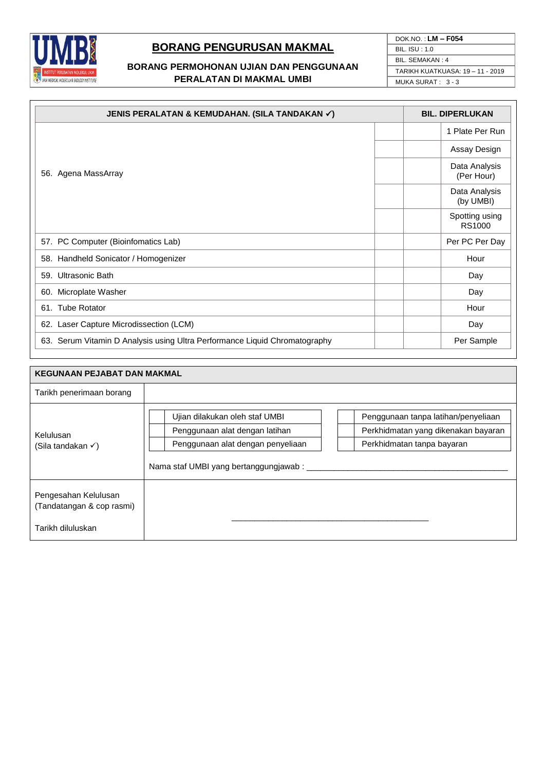# BORANG PENGURUSAN MAKMAL

## BORANG PERMOHONAN UJIAN DAN PENGGUNAAN PERALATAN DI MAKMAL UMBI

| | |
|---|---|
| DOK.NO. : **LM – F054** | |
| BIL. ISU : 1.0 | |
| BIL. SEMAKAN : 4 | |
| TARIKH KUATKUASA: 19 – 11 - 2019 | |

| JENIS PERALATAN & KEMUDAHAN. (SILA TANDAKAN ✓) | | BIL. DIPERLUKAN | |
|---|---|---|---|
| 56. Agena MassArray | | | 1 Plate Per Run |
| | | | Assay Design |
| | | | Data Analysis (Per Hour) |
| | | | Data Analysis (by UMBI) |
| | | | Spotting using RS1000 |
| 57. PC Computer (Bioinfomatics Lab) | | | Per PC Per Day |
| 58. Handheld Sonicator / Homogenizer | | | Hour |
| 59. Ultrasonic Bath | | | Day |
| 60. Microplate Washer | | | Day |
| 61. Tube Rotator | | | Hour |
| 62. Laser Capture Microdissection (LCM) | | | Day |
| 63. Serum Vitamin D Analysis using Ultra Performance Liquid Chromatography | | | Per Sample |

| KEGUNAAN PEJABAT DAN MAKMAL | |
|---|---|
| Tarikh penerimaan borang | |
| Kelulusan (Sila tandakan ✓) | ☐ Ujian dilakukan oleh staf UMBI ☐ Penggunaan alat dengan latihan ☐ Penggunaan alat dengan penyeliaan ☐ Penggunaan tanpa latihan/penyeliaan ☐ Perkhidmatan yang dikenakan bayaran ☐ Perkhidmatan tanpa bayaran<br><br>Nama staf UMBI yang bertanggungjawab : ____________________ |
| Pengesahan Kelulusan (Tandatangan & cop rasmi)<br><br>Tarikh diluluskan | ____________________ |